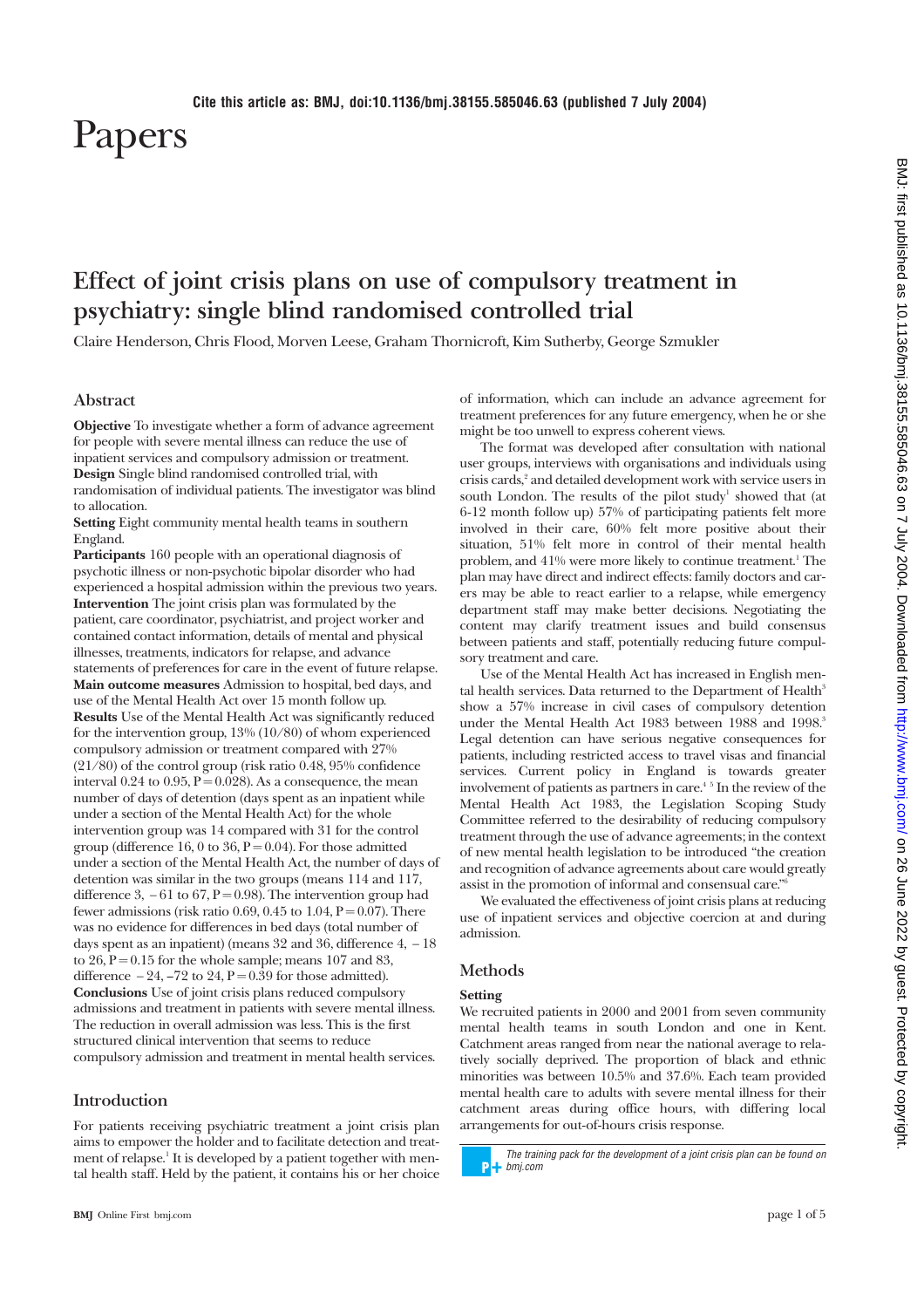Cite this article as: BMJ, doi:10.1136/bmj.38155.585046.63 (published 7 July 2004)

# Papers

## Effect of joint crisis plans on use of compulsory treatment in psychiatry: single blind randomised controlled trial

Claire Henderson, Chris Flood, Morven Leese, Graham Thornicroft, Kim Sutherby, George Szmukler

### Abstract

**Objective** To investigate whether a form of advance agreement for people with severe mental illness can reduce the use of inpatient services and compulsory admission or treatment.
**Design** Single blind randomised controlled trial, with randomisation of individual patients. The investigator was blind to allocation.
**Setting** Eight community mental health teams in southern England.
**Participants** 160 people with an operational diagnosis of psychotic illness or non-psychotic bipolar disorder who had experienced a hospital admission within the previous two years.
**Intervention** The joint crisis plan was formulated by the patient, care coordinator, psychiatrist, and project worker and contained contact information, details of mental and physical illnesses, treatments, indicators for relapse, and advance statements of preferences for care in the event of future relapse.
**Main outcome measures** Admission to hospital, bed days, and use of the Mental Health Act over 15 month follow up.
**Results** Use of the Mental Health Act was significantly reduced for the intervention group, 13% (10/80) of whom experienced compulsory admission or treatment compared with 27% (21/80) of the control group (risk ratio 0.48, 95% confidence interval 0.24 to 0.95, P = 0.028). As a consequence, the mean number of days of detention (days spent as an inpatient while under a section of the Mental Health Act) for the whole intervention group was 14 compared with 31 for the control group (difference 16, 0 to 36, P = 0.04). For those admitted under a section of the Mental Health Act, the number of days of detention was similar in the two groups (means 114 and 117, difference 3, −61 to 67, P = 0.98). The intervention group had fewer admissions (risk ratio 0.69, 0.45 to 1.04, P = 0.07). There was no evidence for differences in bed days (total number of days spent as an inpatient) (means 32 and 36, difference 4, −18 to 26, P = 0.15 for the whole sample; means 107 and 83, difference −24, −72 to 24, P = 0.39 for those admitted).
**Conclusions** Use of joint crisis plans reduced compulsory admissions and treatment in patients with severe mental illness. The reduction in overall admission was less. This is the first structured clinical intervention that seems to reduce compulsory admission and treatment in mental health services.

### Introduction

For patients receiving psychiatric treatment a joint crisis plan aims to empower the holder and to facilitate detection and treatment of relapse.[1] It is developed by a patient together with mental health staff. Held by the patient, it contains his or her choice of information, which can include an advance agreement for treatment preferences for any future emergency, when he or she might be too unwell to express coherent views.

The format was developed after consultation with national user groups, interviews with organisations and individuals using crisis cards,[2] and detailed development work with service users in south London. The results of the pilot study[1] showed that (at 6-12 month follow up) 57% of participating patients felt more involved in their care, 60% felt more positive about their situation, 51% felt more in control of their mental health problem, and 41% were more likely to continue treatment.[1] The plan may have direct and indirect effects: family doctors and carers may be able to react earlier to a relapse, while emergency department staff may make better decisions. Negotiating the content may clarify treatment issues and build consensus between patients and staff, potentially reducing future compulsory treatment and care.

Use of the Mental Health Act has increased in English mental health services. Data returned to the Department of Health[3] show a 57% increase in civil cases of compulsory detention under the Mental Health Act 1983 between 1988 and 1998.[3] Legal detention can have serious negative consequences for patients, including restricted access to travel visas and financial services. Current policy in England is towards greater involvement of patients as partners in care.[4 5] In the review of the Mental Health Act 1983, the Legislation Scoping Study Committee referred to the desirability of reducing compulsory treatment through the use of advance agreements; in the context of new mental health legislation to be introduced "the creation and recognition of advance agreements about care would greatly assist in the promotion of informal and consensual care."[6]

We evaluated the effectiveness of joint crisis plans at reducing use of inpatient services and objective coercion at and during admission.

### Methods

#### Setting

We recruited patients in 2000 and 2001 from seven community mental health teams in south London and one in Kent. Catchment areas ranged from near the national average to relatively socially deprived. The proportion of black and ethnic minorities was between 10.5% and 37.6%. Each team provided mental health care to adults with severe mental illness for their catchment areas during office hours, with differing local arrangements for out-of-hours crisis response.

*The training pack for the development of a joint crisis plan can be found on bmj.com*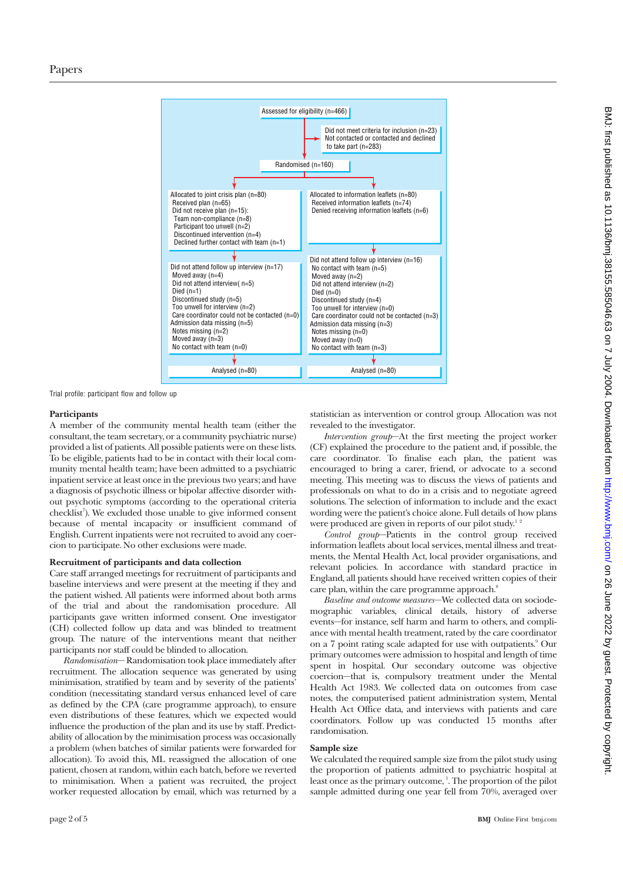Assessed for eligibility (n=466)

Did not meet criteria for inclusion (n=23)
Not contacted or contacted and declined to take part (n=283)

Randomised (n=160)

| Joint crisis plan | Information leaflets |
| --- | --- |
| Allocated to joint crisis plan (n=80)<br>Received plan (n=65)<br>Did not receive plan (n=15):<br>Team non-compliance (n=8)<br>Participant too unwell (n=2)<br>Discontinued intervention (n=4)<br>Declined further contact with team (n=1) | Allocated to information leaflets (n=80)<br>Received information leaflets (n=74)<br>Denied receiving information leaflets (n=6) |
| Did not attend follow up interview (n=17)<br>Moved away (n=4)<br>Did not attend interview( n=5)<br>Died (n=1)<br>Discontinued study (n=5)<br>Too unwell for interview (n=2)<br>Care coordinator could not be contacted (n=0)<br>Admission data missing (n=5)<br>Notes missing (n=2)<br>Moved away (n=3)<br>No contact with team (n=0) | Did not attend follow up interview (n=16)<br>No contact with team (n=5)<br>Moved away (n=2)<br>Did not attend interview (n=2)<br>Died (n=0)<br>Discontinued study (n=4)<br>Too unwell for interview (n=0)<br>Care coordinator could not be contacted (n=3)<br>Admission data missing (n=3)<br>Notes missing (n=0)<br>Moved away (n=0)<br>No contact with team (n=3) |
| Analysed (n=80) | Analysed (n=80) |

Trial profile: participant flow and follow up

### Participants

A member of the community mental health team (either the consultant, the team secretary, or a community psychiatric nurse) provided a list of patients. All possible patients were on these lists. To be eligible, patients had to be in contact with their local community mental health team; have been admitted to a psychiatric inpatient service at least once in the previous two years; and have a diagnosis of psychotic illness or bipolar affective disorder without psychotic symptoms (according to the operational criteria checklist[7]). We excluded those unable to give informed consent because of mental incapacity or insufficient command of English. Current inpatients were not recruited to avoid any coercion to participate. No other exclusions were made.

### Recruitment of participants and data collection

Care staff arranged meetings for recruitment of participants and baseline interviews and were present at the meeting if they and the patient wished. All patients were informed about both arms of the trial and about the randomisation procedure. All participants gave written informed consent. One investigator (CH) collected follow up data and was blinded to treatment group. The nature of the interventions meant that neither participants nor staff could be blinded to allocation.

*Randomisation*— Randomisation took place immediately after recruitment. The allocation sequence was generated by using minimisation, stratified by team and by severity of the patients' condition (necessitating standard versus enhanced level of care as defined by the CPA (care programme approach), to ensure even distributions of these features, which we expected would influence the production of the plan and its use by staff. Predictability of allocation by the minimisation process was occasionally a problem (when batches of similar patients were forwarded for allocation). To avoid this, ML reassigned the allocation of one patient, chosen at random, within each batch, before we reverted to minimisation. When a patient was recruited, the project worker requested allocation by email, which was returned by a statistician as intervention or control group. Allocation was not revealed to the investigator.

*Intervention group*—At the first meeting the project worker (CF) explained the procedure to the patient and, if possible, the care coordinator. To finalise each plan, the patient was encouraged to bring a carer, friend, or advocate to a second meeting. This meeting was to discuss the views of patients and professionals on what to do in a crisis and to negotiate agreed solutions. The selection of information to include and the exact wording were the patient's choice alone. Full details of how plans were produced are given in reports of our pilot study.[1 2]

*Control group*—Patients in the control group received information leaflets about local services, mental illness and treatments, the Mental Health Act, local provider organisations, and relevant policies. In accordance with standard practice in England, all patients should have received written copies of their care plan, within the care programme approach.[8]

*Baseline and outcome measures*—We collected data on sociodemographic variables, clinical details, history of adverse events—for instance, self harm and harm to others, and compliance with mental health treatment, rated by the care coordinator on a 7 point rating scale adapted for use with outpatients.[9] Our primary outcomes were admission to hospital and length of time spent in hospital. Our secondary outcome was objective coercion—that is, compulsory treatment under the Mental Health Act 1983. We collected data on outcomes from case notes, the computerised patient administration system, Mental Health Act Office data, and interviews with patients and care coordinators. Follow up was conducted 15 months after randomisation.

### Sample size

We calculated the required sample size from the pilot study using the proportion of patients admitted to psychiatric hospital at least once as the primary outcome,[1]. The proportion of the pilot sample admitted during one year fell from 70%, averaged over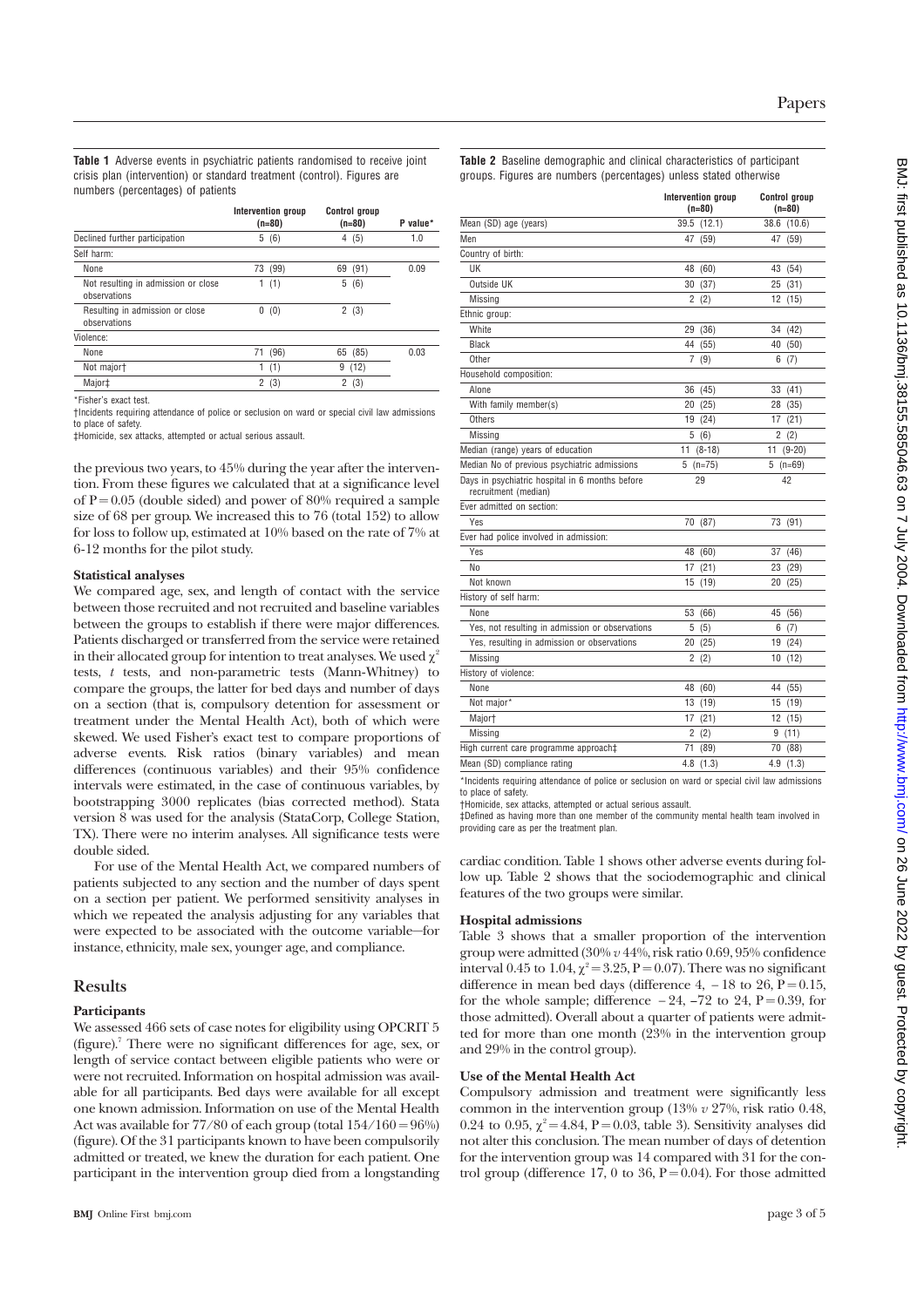**Table 1** Adverse events in psychiatric patients randomised to receive joint crisis plan (intervention) or standard treatment (control). Figures are numbers (percentages) of patients

| | Intervention group (n=80) | Control group (n=80) | P value* |
|---|---|---|---|
| Declined further participation | 5 (6) | 4 (5) | 1.0 |
| Self harm: | | | |
| None | 73 (99) | 69 (91) | 0.09 |
| Not resulting in admission or close observations | 1 (1) | 5 (6) | |
| Resulting in admission or close observations | 0 (0) | 2 (3) | |
| Violence: | | | |
| None | 71 (96) | 65 (85) | 0.03 |
| Not major† | 1 (1) | 9 (12) | |
| Major‡ | 2 (3) | 2 (3) | |

*Fisher's exact test.

†Incidents requiring attendance of police or seclusion on ward or special civil law admissions to place of safety.

‡Homicide, sex attacks, attempted or actual serious assault.

the previous two years, to 45% during the year after the intervention. From these figures we calculated that at a significance level of P = 0.05 (double sided) and power of 80% required a sample size of 68 per group. We increased this to 76 (total 152) to allow for loss to follow up, estimated at 10% based on the rate of 7% at 6-12 months for the pilot study.

#### Statistical analyses

We compared age, sex, and length of contact with the service between those recruited and not recruited and baseline variables between the groups to establish if there were major differences. Patients discharged or transferred from the service were retained in their allocated group for intention to treat analyses. We used $\chi^2$ tests, *t* tests, and non-parametric tests (Mann-Whitney) to compare the groups, the latter for bed days and number of days on a section (that is, compulsory detention for assessment or treatment under the Mental Health Act), both of which were skewed. We used Fisher's exact test to compare proportions of adverse events. Risk ratios (binary variables) and mean differences (continuous variables) and their 95% confidence intervals were estimated, in the case of continuous variables, by bootstrapping 3000 replicates (bias corrected method). Stata version 8 was used for the analysis (StataCorp, College Station, TX). There were no interim analyses. All significance tests were double sided.

For use of the Mental Health Act, we compared numbers of patients subjected to any section and the number of days spent on a section per patient. We performed sensitivity analyses in which we repeated the analysis adjusting for any variables that were expected to be associated with the outcome variable—for instance, ethnicity, male sex, younger age, and compliance.

## Results

#### Participants

We assessed 466 sets of case notes for eligibility using OPCRIT 5 (figure).[7] There were no significant differences for age, sex, or length of service contact between eligible patients who were or were not recruited. Information on hospital admission was available for all participants. Bed days were available for all except one known admission. Information on use of the Mental Health Act was available for 77/80 of each group (total 154/160 = 96%) (figure). Of the 31 participants known to have been compulsorily admitted or treated, we knew the duration for each patient. One participant in the intervention group died from a longstanding cardiac condition. Table 1 shows other adverse events during follow up. Table 2 shows that the sociodemographic and clinical features of the two groups were similar.

**Table 2** Baseline demographic and clinical characteristics of participant groups. Figures are numbers (percentages) unless stated otherwise

| | Intervention group (n=80) | Control group (n=80) |
|---|---|---|
| Mean (SD) age (years) | 39.5 (12.1) | 38.6 (10.6) |
| Men | 47 (59) | 47 (59) |
| Country of birth: | | |
| UK | 48 (60) | 43 (54) |
| Outside UK | 30 (37) | 25 (31) |
| Missing | 2 (2) | 12 (15) |
| Ethnic group: | | |
| White | 29 (36) | 34 (42) |
| Black | 44 (55) | 40 (50) |
| Other | 7 (9) | 6 (7) |
| Household composition: | | |
| Alone | 36 (45) | 33 (41) |
| With family member(s) | 20 (25) | 28 (35) |
| Others | 19 (24) | 17 (21) |
| Missing | 5 (6) | 2 (2) |
| Median (range) years of education | 11 (8-18) | 11 (9-20) |
| Median No of previous psychiatric admissions | 5 (n=75) | 5 (n=69) |
| Days in psychiatric hospital in 6 months before recruitment (median) | 29 | 42 |
| Ever admitted on section: | | |
| Yes | 70 (87) | 73 (91) |
| Ever had police involved in admission: | | |
| Yes | 48 (60) | 37 (46) |
| No | 17 (21) | 23 (29) |
| Not known | 15 (19) | 20 (25) |
| History of self harm: | | |
| None | 53 (66) | 45 (56) |
| Yes, not resulting in admission or observations | 5 (5) | 6 (7) |
| Yes, resulting in admission or observations | 20 (25) | 19 (24) |
| Missing | 2 (2) | 10 (12) |
| History of violence: | | |
| None | 48 (60) | 44 (55) |
| Not major* | 13 (19) | 15 (19) |
| Major† | 17 (21) | 12 (15) |
| Missing | 2 (2) | 9 (11) |
| High current care programme approach‡ | 71 (89) | 70 (88) |
| Mean (SD) compliance rating | 4.8 (1.3) | 4.9 (1.3) |

*Incidents requiring attendance of police or seclusion on ward or special civil law admissions to place of safety.

†Homicide, sex attacks, attempted or actual serious assault.

‡Defined as having more than one member of the community mental health team involved in providing care as per the treatment plan.

#### Hospital admissions

Table 3 shows that a smaller proportion of the intervention group were admitted (30% *v* 44%, risk ratio 0.69, 95% confidence interval 0.45 to 1.04, $\chi^2 = 3.25$, P = 0.07). There was no significant difference in mean bed days (difference 4, −18 to 26, P = 0.15, for the whole sample; difference −24, −72 to 24, P = 0.39, for those admitted). Overall about a quarter of patients were admitted for more than one month (23% in the intervention group and 29% in the control group).

#### Use of the Mental Health Act

Compulsory admission and treatment were significantly less common in the intervention group (13% *v* 27%, risk ratio 0.48, 0.24 to 0.95, $\chi^2 = 4.84$, P = 0.03, table 3). Sensitivity analyses did not alter this conclusion. The mean number of days of detention for the intervention group was 14 compared with 31 for the control group (difference 17, 0 to 36, P = 0.04). For those admitted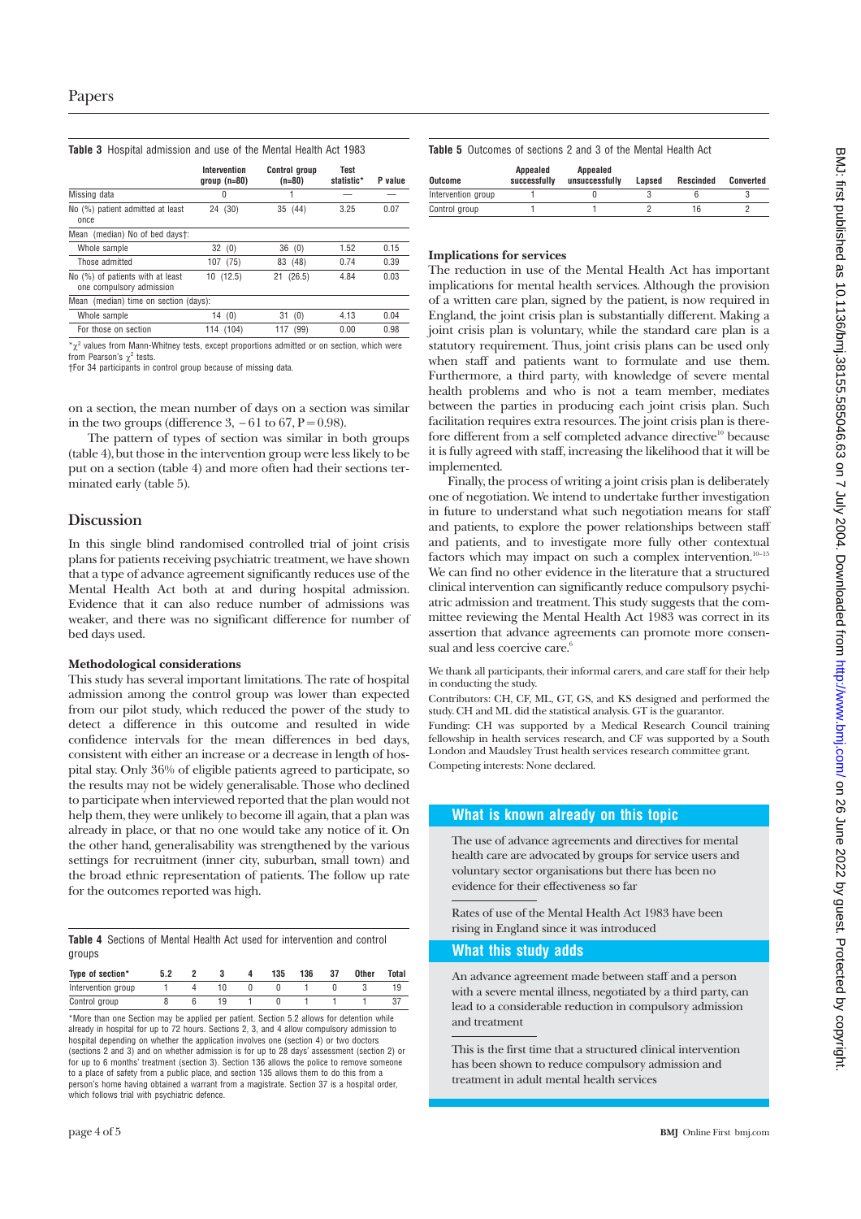**Table 3** Hospital admission and use of the Mental Health Act 1983

| | Intervention group (n=80) | Control group (n=80) | Test statistic* | P value |
|---|---|---|---|---|
| Missing data | 0 | 1 | — | — |
| No (%) patient admitted at least once | 24 (30) | 35 (44) | 3.25 | 0.07 |
| Mean (median) No of bed days†: | | | | |
| Whole sample | 32 (0) | 36 (0) | 1.52 | 0.15 |
| Those admitted | 107 (75) | 83 (48) | 0.74 | 0.39 |
| No (%) of patients with at least one compulsory admission | 10 (12.5) | 21 (26.5) | 4.84 | 0.03 |
| Mean (median) time on section (days): | | | | |
| Whole sample | 14 (0) | 31 (0) | 4.13 | 0.04 |
| For those on section | 114 (104) | 117 (99) | 0.00 | 0.98 |

*$\chi^2$ values from Mann-Whitney tests, except proportions admitted or on section, which were from Pearson's $\chi^2$ tests.
†For 34 participants in control group because of missing data.

on a section, the mean number of days on a section was similar in the two groups (difference 3, −61 to 67, P = 0.98).

The pattern of types of section was similar in both groups (table 4), but those in the intervention group were less likely to be put on a section (table 4) and more often had their sections terminated early (table 5).

## Discussion

In this single blind randomised controlled trial of joint crisis plans for patients receiving psychiatric treatment, we have shown that a type of advance agreement significantly reduces use of the Mental Health Act both at and during hospital admission. Evidence that it can also reduce number of admissions was weaker, and there was no significant difference for number of bed days used.

### Methodological considerations

This study has several important limitations. The rate of hospital admission among the control group was lower than expected from our pilot study, which reduced the power of the study to detect a difference in this outcome and resulted in wide confidence intervals for the mean differences in bed days, consistent with either an increase or a decrease in length of hospital stay. Only 36% of eligible patients agreed to participate, so the results may not be widely generalisable. Those who declined to participate when interviewed reported that the plan would not help them, they were unlikely to become ill again, that a plan was already in place, or that no one would take any notice of it. On the other hand, generalisability was strengthened by the various settings for recruitment (inner city, suburban, small town) and the broad ethnic representation of patients. The follow up rate for the outcomes reported was high.

**Table 4** Sections of Mental Health Act used for intervention and control groups

| Type of section* | 5.2 | 2 | 3 | 4 | 135 | 136 | 37 | Other | Total |
|---|---|---|---|---|---|---|---|---|---|
| Intervention group | 1 | 4 | 10 | 0 | 0 | 1 | 0 | 3 | 19 |
| Control group | 8 | 6 | 19 | 1 | 0 | 1 | 1 | 1 | 37 |

*More than one Section may be applied per patient. Section 5.2 allows for detention while already in hospital for up to 72 hours. Sections 2, 3, and 4 allow compulsory admission to hospital depending on whether the application involves one (section 4) or two doctors (sections 2 and 3) and on whether admission is for up to 28 days' assessment (section 2) or for up to 6 months' treatment (section 3). Section 136 allows the police to remove someone to a place of safety from a public place, and section 135 allows them to do this from a person's home having obtained a warrant from a magistrate. Section 37 is a hospital order, which follows trial with psychiatric defence.

**Table 5** Outcomes of sections 2 and 3 of the Mental Health Act

| Outcome | Appealed successfully | Appealed unsuccessfully | Lapsed | Rescinded | Converted |
|---|---|---|---|---|---|
| Intervention group | 1 | 0 | 3 | 6 | 3 |
| Control group | 1 | 1 | 2 | 16 | 2 |

### Implications for services

The reduction in use of the Mental Health Act has important implications for mental health services. Although the provision of a written care plan, signed by the patient, is now required in England, the joint crisis plan is substantially different. Making a joint crisis plan is voluntary, while the standard care plan is a statutory requirement. Thus, joint crisis plans can be used only when staff and patients want to formulate and use them. Furthermore, a third party, with knowledge of severe mental health problems and who is not a team member, mediates between the parties in producing each joint crisis plan. Such facilitation requires extra resources. The joint crisis plan is therefore different from a self completed advance directive[10] because it is fully agreed with staff, increasing the likelihood that it will be implemented.

Finally, the process of writing a joint crisis plan is deliberately one of negotiation. We intend to undertake further investigation in future to understand what such negotiation means for staff and patients, to explore the power relationships between staff and patients, and to investigate more fully other contextual factors which may impact on such a complex intervention.[10–15] We can find no other evidence in the literature that a structured clinical intervention can significantly reduce compulsory psychiatric admission and treatment. This study suggests that the committee reviewing the Mental Health Act 1983 was correct in its assertion that advance agreements can promote more consensual and less coercive care.[6]

We thank all participants, their informal carers, and care staff for their help in conducting the study.

Contributors: CH, CF, ML, GT, GS, and KS designed and performed the study. CH and ML did the statistical analysis. GT is the guarantor.

Funding: CH was supported by a Medical Research Council training fellowship in health services research, and CF was supported by a South London and Maudsley Trust health services research committee grant.

Competing interests: None declared.

### What is known already on this topic

The use of advance agreements and directives for mental health care are advocated by groups for service users and voluntary sector organisations but there has been no evidence for their effectiveness so far

Rates of use of the Mental Health Act 1983 have been rising in England since it was introduced

### What this study adds

An advance agreement made between staff and a person with a severe mental illness, negotiated by a third party, can lead to a considerable reduction in compulsory admission and treatment

This is the first time that a structured clinical intervention has been shown to reduce compulsory admission and treatment in adult mental health services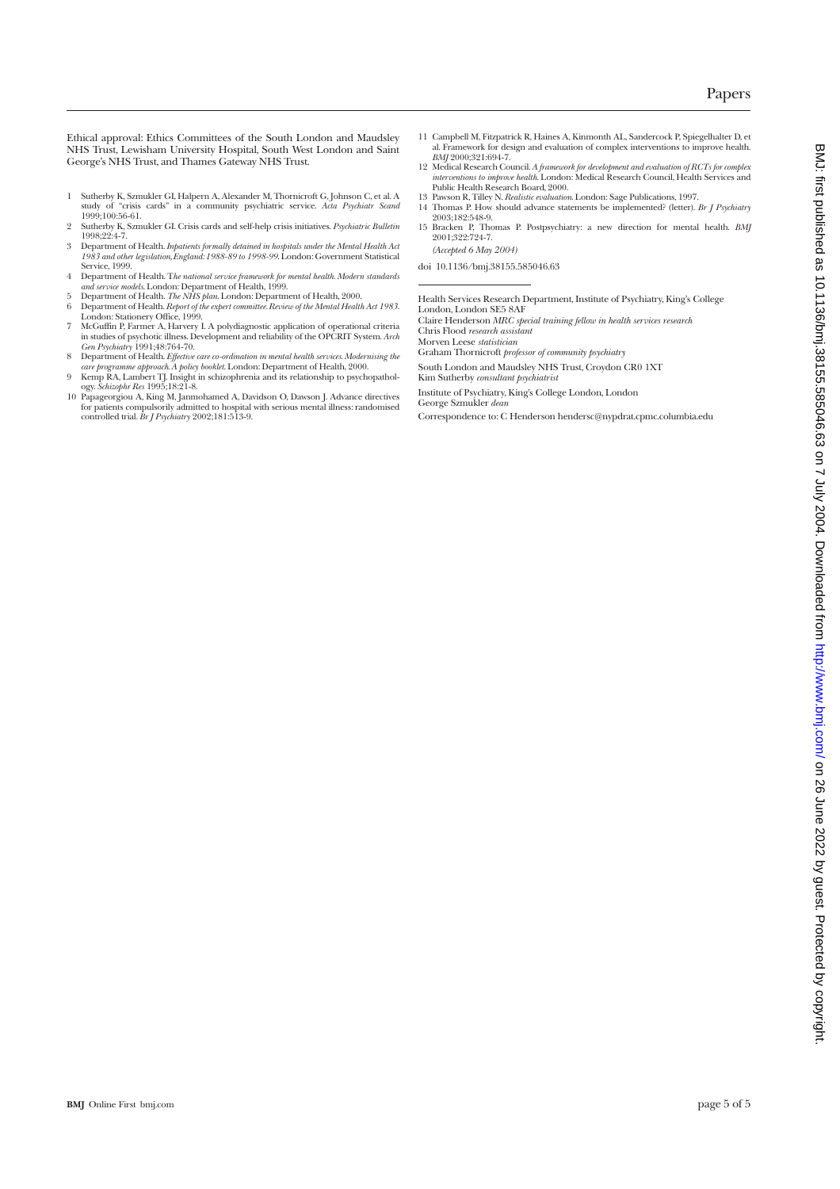Ethical approval: Ethics Committees of the South London and Maudsley NHS Trust, Lewisham University Hospital, South West London and Saint George's NHS Trust, and Thames Gateway NHS Trust.

1. Sutherby K, Szmukler GI, Halpern A, Alexander M, Thornicroft G, Johnson C, et al. A study of "crisis cards" in a community psychiatric service. *Acta Psychiatr Scand* 1999;100:56-61.
2. Sutherby K, Szmukler GI. Crisis cards and self-help crisis initiatives. *Psychiatric Bulletin* 1998;22:4-7.
3. Department of Health. *Inpatients formally detained in hospitals under the Mental Health Act 1983 and other legislation, England: 1988-89 to 1998-99.* London: Government Statistical Service, 1999.
4. Department of Health. T*he national service framework for mental health. Modern standards and service models.* London: Department of Health, 1999.
5. Department of Health. *The NHS plan.* London: Department of Health, 2000.
6. Department of Health. *Report of the expert committee. Review of the Mental Health Act 1983.* London: Stationery Office, 1999.
7. McGuffin P, Farmer A, Harvery I. A polydiagnostic application of operational criteria in studies of psychotic illness. Development and reliability of the OPCRIT System. *Arch Gen Psychiatry* 1991;48:764-70.
8. Department of Health. *Effective care co-ordination in mental health services. Modernising the care programme approach. A policy booklet.* London: Department of Health, 2000.
9. Kemp RA, Lambert TJ. Insight in schizophrenia and its relationship to psychopathology. *Schizophr Res* 1995;18:21-8.
10. Papageorgiou A, King M, Janmohamed A, Davidson O, Dawson J. Advance directives for patients compulsorily admitted to hospital with serious mental illness: randomised controlled trial. *Br J Psychiatry* 2002;181:513-9.
11. Campbell M, Fitzpatrick R, Haines A, Kinmonth AL, Sandercock P, Spiegelhalter D, et al. Framework for design and evaluation of complex interventions to improve health. *BMJ* 2000;321:694-7.
12. Medical Research Council. *A framework for development and evaluation of RCTs for complex interventions to improve health.* London: Medical Research Council, Health Services and Public Health Research Board, 2000.
13. Pawson R, Tilley N. *Realistic evaluation.* London: Sage Publications, 1997.
14. Thomas P. How should advance statements be implemented? (letter). *Br J Psychiatry* 2003;182:548-9.
15. Bracken P, Thomas P. Postpsychiatry: a new direction for mental health. *BMJ* 2001;322:724-7.

*(Accepted 6 May 2004)*

doi 10.1136/bmj.38155.585046.63

Health Services Research Department, Institute of Psychiatry, King's College London, London SE5 8AF
Claire Henderson *MRC special training fellow in health services research*
Chris Flood *research assistant*
Morven Leese *statistician*
Graham Thornicroft *professor of community psychiatry*

South London and Maudsley NHS Trust, Croydon CR0 1XT
Kim Sutherby *consultant psychiatrist*

Institute of Psychiatry, King's College London, London
George Szmukler *dean*

Correspondence to: C Henderson hendersc@nypdrat.cpmc.columbia.edu